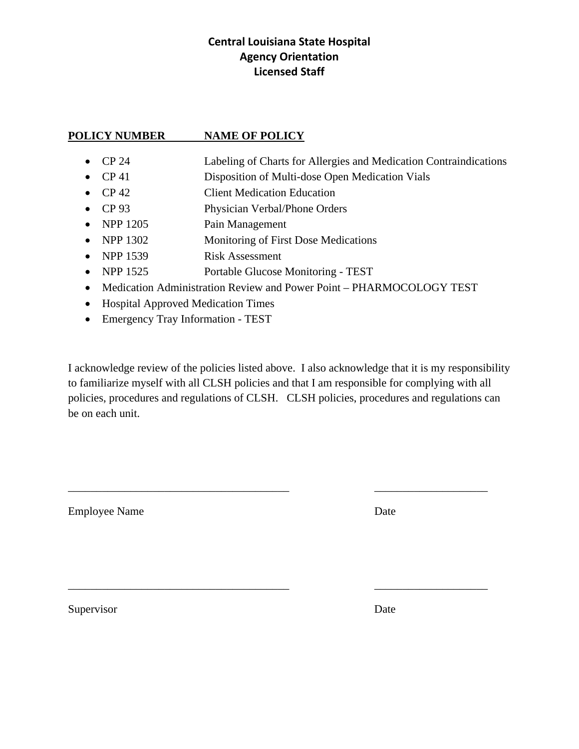# Central Louisiana State Hospital
## Agency Orientation
## Licensed Staff

**POLICY NUMBER — NAME OF POLICY**

- CP 24 — Labeling of Charts for Allergies and Medication Contraindications
- CP 41 — Disposition of Multi-dose Open Medication Vials
- CP 42 — Client Medication Education
- CP 93 — Physician Verbal/Phone Orders
- NPP 1205 — Pain Management
- NPP 1302 — Monitoring of First Dose Medications
- NPP 1539 — Risk Assessment
- NPP 1525 — Portable Glucose Monitoring - TEST
- Medication Administration Review and Power Point – PHARMOCOLOGY TEST
- Hospital Approved Medication Times
- Emergency Tray Information - TEST

I acknowledge review of the policies listed above. I also acknowledge that it is my responsibility to familiarize myself with all CLSH policies and that I am responsible for complying with all policies, procedures and regulations of CLSH. CLSH policies, procedures and regulations can be on each unit.

_______________________________________ ____________________

Employee Name Date

_______________________________________ ____________________

Supervisor Date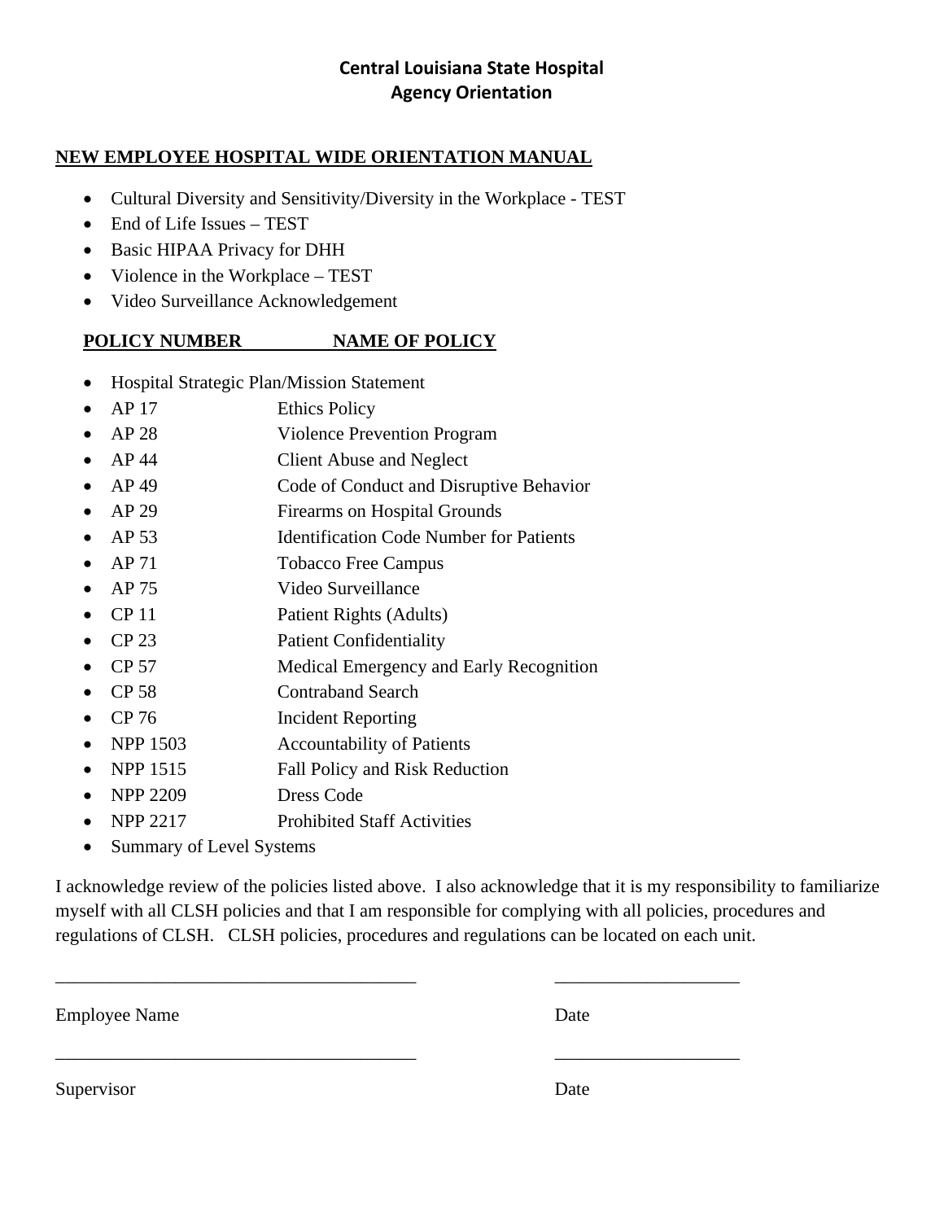# Central Louisiana State Hospital
## Agency Orientation

**NEW EMPLOYEE HOSPITAL WIDE ORIENTATION MANUAL**

- Cultural Diversity and Sensitivity/Diversity in the Workplace - TEST
- End of Life Issues – TEST
- Basic HIPAA Privacy for DHH
- Violence in the Workplace – TEST
- Video Surveillance Acknowledgement

| POLICY NUMBER | NAME OF POLICY |
| --- | --- |
| Hospital Strategic Plan/Mission Statement | |
| AP 17 | Ethics Policy |
| AP 28 | Violence Prevention Program |
| AP 44 | Client Abuse and Neglect |
| AP 49 | Code of Conduct and Disruptive Behavior |
| AP 29 | Firearms on Hospital Grounds |
| AP 53 | Identification Code Number for Patients |
| AP 71 | Tobacco Free Campus |
| AP 75 | Video Surveillance |
| CP 11 | Patient Rights (Adults) |
| CP 23 | Patient Confidentiality |
| CP 57 | Medical Emergency and Early Recognition |
| CP 58 | Contraband Search |
| CP 76 | Incident Reporting |
| NPP 1503 | Accountability of Patients |
| NPP 1515 | Fall Policy and Risk Reduction |
| NPP 2209 | Dress Code |
| NPP 2217 | Prohibited Staff Activities |
| Summary of Level Systems | |

I acknowledge review of the policies listed above. I also acknowledge that it is my responsibility to familiarize myself with all CLSH policies and that I am responsible for complying with all policies, procedures and regulations of CLSH. CLSH policies, procedures and regulations can be located on each unit.

_______________________________________ ____________________

Employee Name Date

_______________________________________ ____________________

Supervisor Date